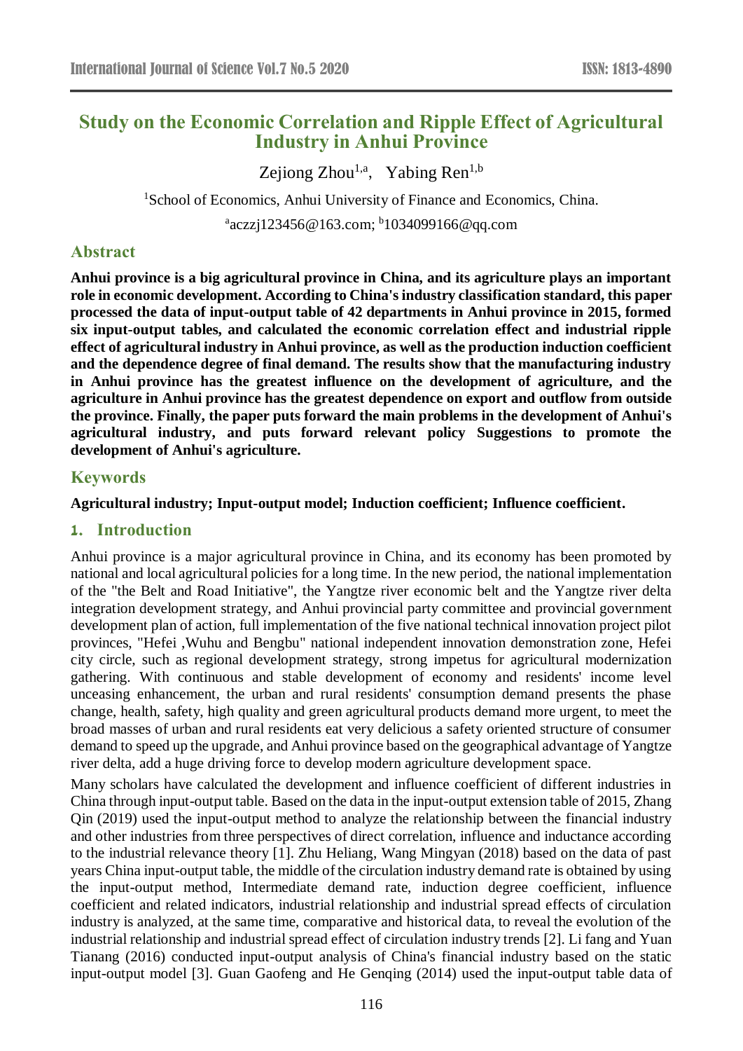# Study on the Economic Correlation and Ripple Effect of Agricultural Industry in Anhui Province

Zejiong Zhou[1,a], Yabing Ren[1,b]

[1]School of Economics, Anhui University of Finance and Economics, China.

[a]aczzj123456@163.com; [b]1034099166@qq.com

## Abstract

**Anhui province is a big agricultural province in China, and its agriculture plays an important role in economic development. According to China's industry classification standard, this paper processed the data of input-output table of 42 departments in Anhui province in 2015, formed six input-output tables, and calculated the economic correlation effect and industrial ripple effect of agricultural industry in Anhui province, as well as the production induction coefficient and the dependence degree of final demand. The results show that the manufacturing industry in Anhui province has the greatest influence on the development of agriculture, and the agriculture in Anhui province has the greatest dependence on export and outflow from outside the province. Finally, the paper puts forward the main problems in the development of Anhui's agricultural industry, and puts forward relevant policy Suggestions to promote the development of Anhui's agriculture.**

## Keywords

**Agricultural industry; Input-output model; Induction coefficient; Influence coefficient.**

## 1. Introduction

Anhui province is a major agricultural province in China, and its economy has been promoted by national and local agricultural policies for a long time. In the new period, the national implementation of the "the Belt and Road Initiative", the Yangtze river economic belt and the Yangtze river delta integration development strategy, and Anhui provincial party committee and provincial government development plan of action, full implementation of the five national technical innovation project pilot provinces, "Hefei ,Wuhu and Bengbu" national independent innovation demonstration zone, Hefei city circle, such as regional development strategy, strong impetus for agricultural modernization gathering. With continuous and stable development of economy and residents' income level unceasing enhancement, the urban and rural residents' consumption demand presents the phase change, health, safety, high quality and green agricultural products demand more urgent, to meet the broad masses of urban and rural residents eat very delicious a safety oriented structure of consumer demand to speed up the upgrade, and Anhui province based on the geographical advantage of Yangtze river delta, add a huge driving force to develop modern agriculture development space.

Many scholars have calculated the development and influence coefficient of different industries in China through input-output table. Based on the data in the input-output extension table of 2015, Zhang Qin (2019) used the input-output method to analyze the relationship between the financial industry and other industries from three perspectives of direct correlation, influence and inductance according to the industrial relevance theory [1]. Zhu Heliang, Wang Mingyan (2018) based on the data of past years China input-output table, the middle of the circulation industry demand rate is obtained by using the input-output method, Intermediate demand rate, induction degree coefficient, influence coefficient and related indicators, industrial relationship and industrial spread effects of circulation industry is analyzed, at the same time, comparative and historical data, to reveal the evolution of the industrial relationship and industrial spread effect of circulation industry trends [2]. Li fang and Yuan Tianang (2016) conducted input-output analysis of China's financial industry based on the static input-output model [3]. Guan Gaofeng and He Genqing (2014) used the input-output table data of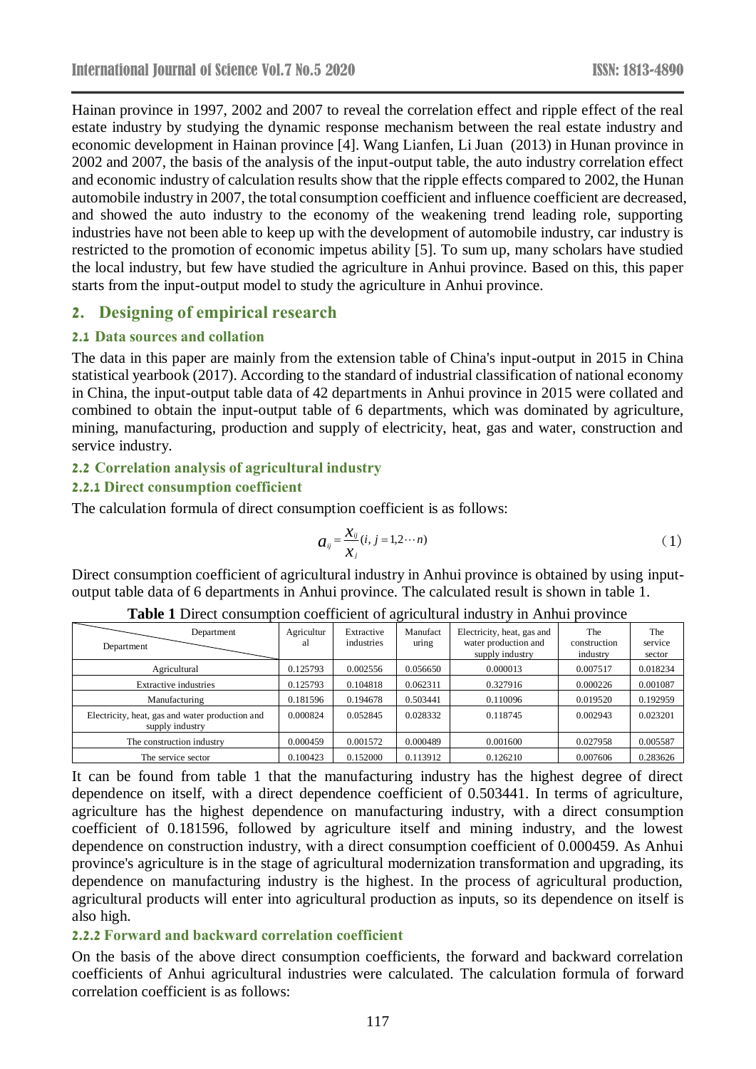Hainan province in 1997, 2002 and 2007 to reveal the correlation effect and ripple effect of the real estate industry by studying the dynamic response mechanism between the real estate industry and economic development in Hainan province [4]. Wang Lianfen, Li Juan (2013) in Hunan province in 2002 and 2007, the basis of the analysis of the input-output table, the auto industry correlation effect and economic industry of calculation results show that the ripple effects compared to 2002, the Hunan automobile industry in 2007, the total consumption coefficient and influence coefficient are decreased, and showed the auto industry to the economy of the weakening trend leading role, supporting industries have not been able to keep up with the development of automobile industry, car industry is restricted to the promotion of economic impetus ability [5]. To sum up, many scholars have studied the local industry, but few have studied the agriculture in Anhui province. Based on this, this paper starts from the input-output model to study the agriculture in Anhui province.

## 2. Designing of empirical research

### 2.1 Data sources and collation

The data in this paper are mainly from the extension table of China's input-output in 2015 in China statistical yearbook (2017). According to the standard of industrial classification of national economy in China, the input-output table data of 42 departments in Anhui province in 2015 were collated and combined to obtain the input-output table of 6 departments, which was dominated by agriculture, mining, manufacturing, production and supply of electricity, heat, gas and water, construction and service industry.

### 2.2 Correlation analysis of agricultural industry

#### 2.2.1 Direct consumption coefficient

The calculation formula of direct consumption coefficient is as follows:

$$a_{ij} = \frac{x_{ij}}{x_j}(i, j = 1, 2 \cdots n) \tag{1}$$

Direct consumption coefficient of agricultural industry in Anhui province is obtained by using input-output table data of 6 departments in Anhui province. The calculated result is shown in table 1.

**Table 1** Direct consumption coefficient of agricultural industry in Anhui province

| Department / Department | Agricultural | Extractive industries | Manufacturing | Electricity, heat, gas and water production and supply industry | The construction industry | The service sector |
|---|---|---|---|---|---|---|
| Agricultural | 0.125793 | 0.002556 | 0.056650 | 0.000013 | 0.007517 | 0.018234 |
| Extractive industries | 0.125793 | 0.104818 | 0.062311 | 0.327916 | 0.000226 | 0.001087 |
| Manufacturing | 0.181596 | 0.194678 | 0.503441 | 0.110096 | 0.019520 | 0.192959 |
| Electricity, heat, gas and water production and supply industry | 0.000824 | 0.052845 | 0.028332 | 0.118745 | 0.002943 | 0.023201 |
| The construction industry | 0.000459 | 0.001572 | 0.000489 | 0.001600 | 0.027958 | 0.005587 |
| The service sector | 0.100423 | 0.152000 | 0.113912 | 0.126210 | 0.007606 | 0.283626 |

It can be found from table 1 that the manufacturing industry has the highest degree of direct dependence on itself, with a direct dependence coefficient of 0.503441. In terms of agriculture, agriculture has the highest dependence on manufacturing industry, with a direct consumption coefficient of 0.181596, followed by agriculture itself and mining industry, and the lowest dependence on construction industry, with a direct consumption coefficient of 0.000459. As Anhui province's agriculture is in the stage of agricultural modernization transformation and upgrading, its dependence on manufacturing industry is the highest. In the process of agricultural production, agricultural products will enter into agricultural production as inputs, so its dependence on itself is also high.

#### 2.2.2 Forward and backward correlation coefficient

On the basis of the above direct consumption coefficients, the forward and backward correlation coefficients of Anhui agricultural industries were calculated. The calculation formula of forward correlation coefficient is as follows: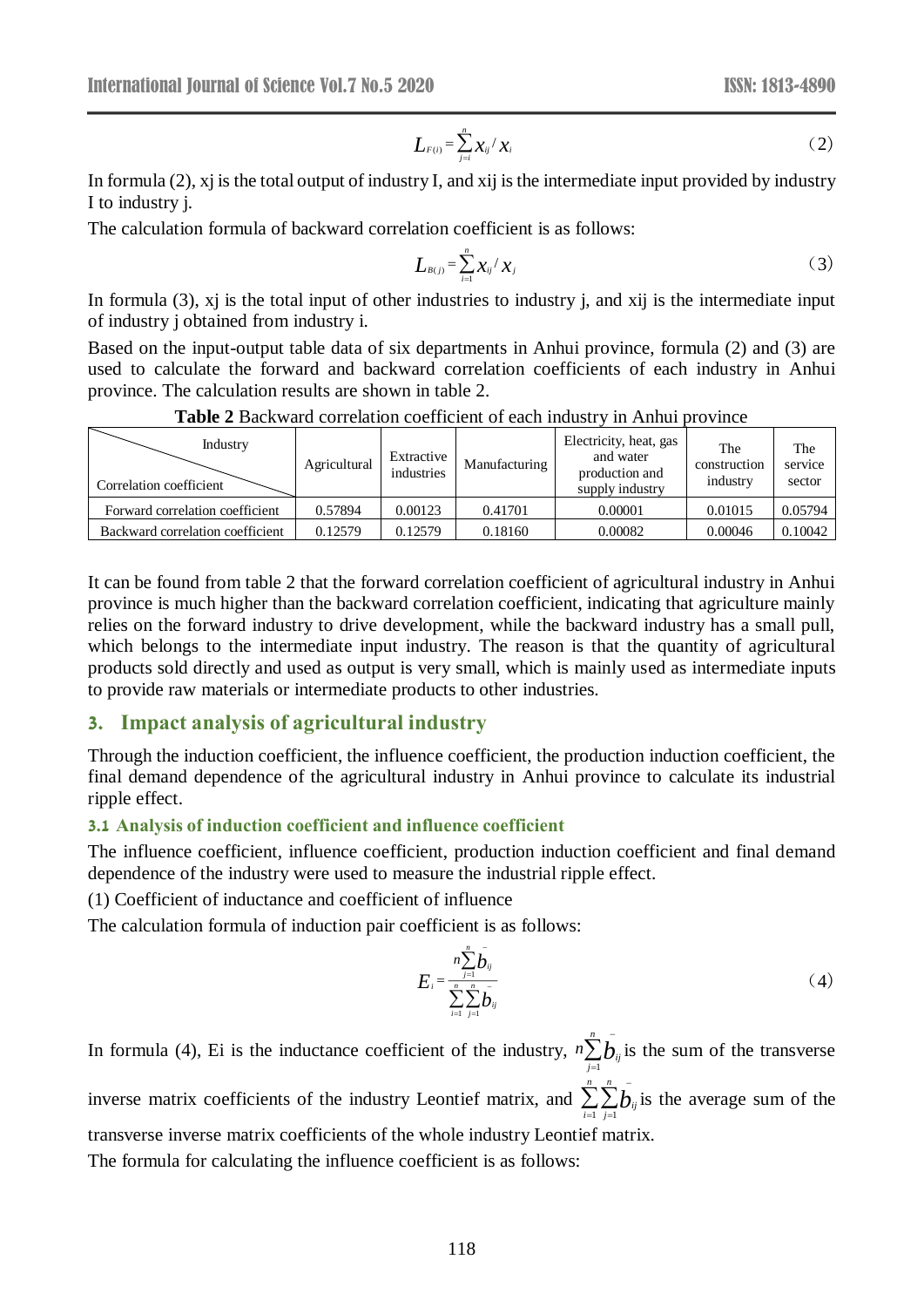$$L_{F(i)} = \sum_{j=i}^{n} x_{ij} / x_i \tag{2}$$

In formula (2), xj is the total output of industry I, and xij is the intermediate input provided by industry I to industry j.

The calculation formula of backward correlation coefficient is as follows:

$$L_{B(j)} = \sum_{i=1}^{n} x_{ij} / x_j \tag{3}$$

In formula (3), xj is the total input of other industries to industry j, and xij is the intermediate input of industry j obtained from industry i.

Based on the input-output table data of six departments in Anhui province, formula (2) and (3) are used to calculate the forward and backward correlation coefficients of each industry in Anhui province. The calculation results are shown in table 2.

**Table 2** Backward correlation coefficient of each industry in Anhui province

| Industry / Correlation coefficient | Agricultural | Extractive industries | Manufacturing | Electricity, heat, gas and water production and supply industry | The construction industry | The service sector |
|---|---|---|---|---|---|---|
| Forward correlation coefficient | 0.57894 | 0.00123 | 0.41701 | 0.00001 | 0.01015 | 0.05794 |
| Backward correlation coefficient | 0.12579 | 0.12579 | 0.18160 | 0.00082 | 0.00046 | 0.10042 |

It can be found from table 2 that the forward correlation coefficient of agricultural industry in Anhui province is much higher than the backward correlation coefficient, indicating that agriculture mainly relies on the forward industry to drive development, while the backward industry has a small pull, which belongs to the intermediate input industry. The reason is that the quantity of agricultural products sold directly and used as output is very small, which is mainly used as intermediate inputs to provide raw materials or intermediate products to other industries.

## 3. Impact analysis of agricultural industry

Through the induction coefficient, the influence coefficient, the production induction coefficient, the final demand dependence of the agricultural industry in Anhui province to calculate its industrial ripple effect.

### 3.1 Analysis of induction coefficient and influence coefficient

The influence coefficient, influence coefficient, production induction coefficient and final demand dependence of the industry were used to measure the industrial ripple effect.

(1) Coefficient of inductance and coefficient of influence

The calculation formula of induction pair coefficient is as follows:

$$E_i = \frac{n\sum_{j=1}^{n} \bar{b}_{ij}}{\sum_{i=1}^{n}\sum_{j=1}^{n} \bar{b}_{ij}} \tag{4}$$

In formula (4), Ei is the inductance coefficient of the industry, $n\sum_{j=1}^{n} \bar{b}_{ij}$ is the sum of the transverse inverse matrix coefficients of the industry Leontief matrix, and $\sum_{i=1}^{n}\sum_{j=1}^{n} \bar{b}_{ij}$ is the average sum of the transverse inverse matrix coefficients of the whole industry Leontief matrix.

The formula for calculating the influence coefficient is as follows: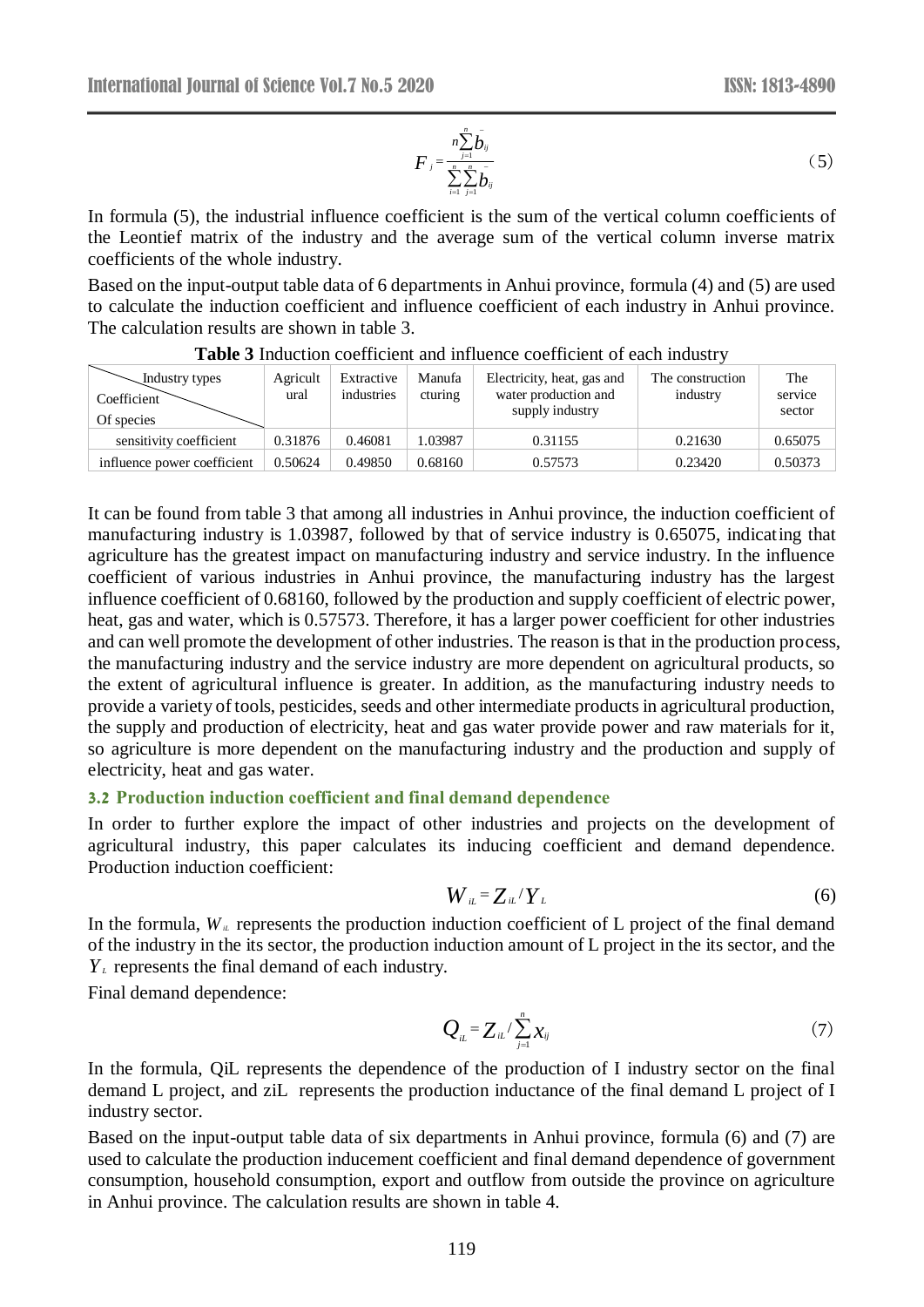$$F_j = \frac{n\sum_{j=1}^{n}\bar{b}_{ij}}{\sum_{i=1}^{n}\sum_{j=1}^{n}\bar{b}_{ij}} \quad (5)$$

In formula (5), the industrial influence coefficient is the sum of the vertical column coefficients of the Leontief matrix of the industry and the average sum of the vertical column inverse matrix coefficients of the whole industry.

Based on the input-output table data of 6 departments in Anhui province, formula (4) and (5) are used to calculate the induction coefficient and influence coefficient of each industry in Anhui province. The calculation results are shown in table 3.

**Table 3** Induction coefficient and influence coefficient of each industry

| Industry types / Coefficient Of species | Agricultural | Extractive industries | Manufacturing | Electricity, heat, gas and water production and supply industry | The construction industry | The service sector |
|---|---|---|---|---|---|---|
| sensitivity coefficient | 0.31876 | 0.46081 | 1.03987 | 0.31155 | 0.21630 | 0.65075 |
| influence power coefficient | 0.50624 | 0.49850 | 0.68160 | 0.57573 | 0.23420 | 0.50373 |

It can be found from table 3 that among all industries in Anhui province, the induction coefficient of manufacturing industry is 1.03987, followed by that of service industry is 0.65075, indicating that agriculture has the greatest impact on manufacturing industry and service industry. In the influence coefficient of various industries in Anhui province, the manufacturing industry has the largest influence coefficient of 0.68160, followed by the production and supply coefficient of electric power, heat, gas and water, which is 0.57573. Therefore, it has a larger power coefficient for other industries and can well promote the development of other industries. The reason is that in the production process, the manufacturing industry and the service industry are more dependent on agricultural products, so the extent of agricultural influence is greater. In addition, as the manufacturing industry needs to provide a variety of tools, pesticides, seeds and other intermediate products in agricultural production, the supply and production of electricity, heat and gas water provide power and raw materials for it, so agriculture is more dependent on the manufacturing industry and the production and supply of electricity, heat and gas water.

### 3.2 Production induction coefficient and final demand dependence

In order to further explore the impact of other industries and projects on the development of agricultural industry, this paper calculates its inducing coefficient and demand dependence. Production induction coefficient:

$$W_{iL} = Z_{iL} / Y_L \quad (6)$$

In the formula, $W_{iL}$ represents the production induction coefficient of L project of the final demand of the industry in the its sector, the production induction amount of L project in the its sector, and the $Y_L$ represents the final demand of each industry.

Final demand dependence:

$$Q_{iL} = Z_{iL} / \sum_{j=1}^{n} x_{ij} \quad (7)$$

In the formula, QiL represents the dependence of the production of I industry sector on the final demand L project, and ziL represents the production inductance of the final demand L project of I industry sector.

Based on the input-output table data of six departments in Anhui province, formula (6) and (7) are used to calculate the production inducement coefficient and final demand dependence of government consumption, household consumption, export and outflow from outside the province on agriculture in Anhui province. The calculation results are shown in table 4.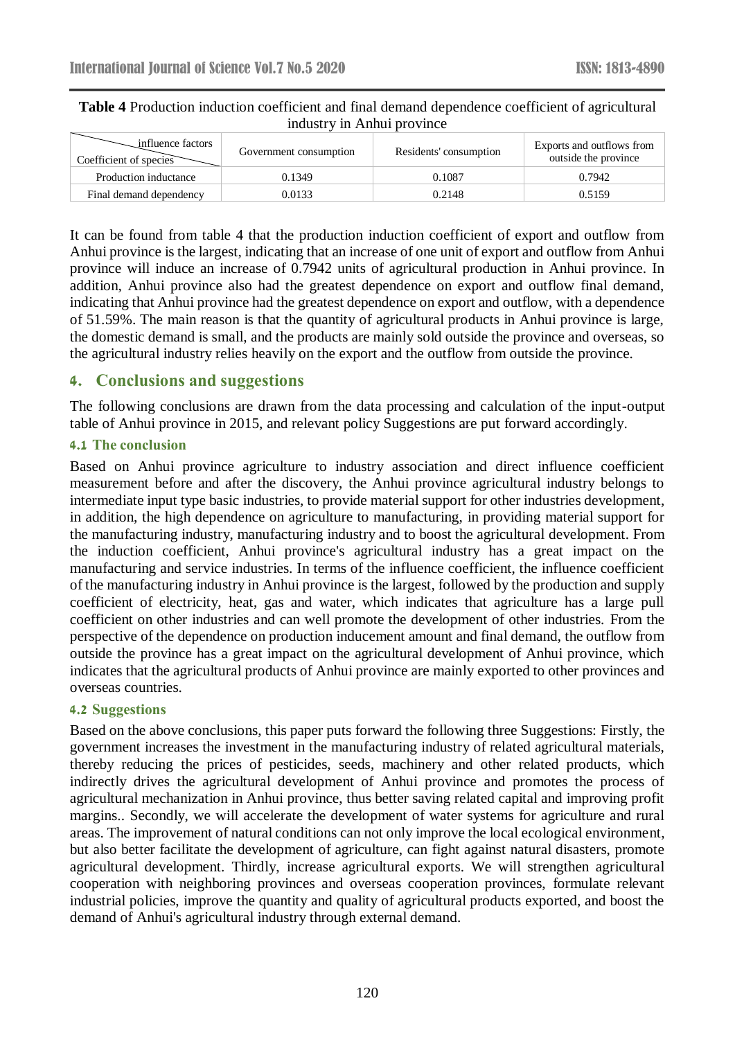**Table 4** Production induction coefficient and final demand dependence coefficient of agricultural industry in Anhui province

| influence factors / Coefficient of species | Government consumption | Residents' consumption | Exports and outflows from outside the province |
|---|---|---|---|
| Production inductance | 0.1349 | 0.1087 | 0.7942 |
| Final demand dependency | 0.0133 | 0.2148 | 0.5159 |

It can be found from table 4 that the production induction coefficient of export and outflow from Anhui province is the largest, indicating that an increase of one unit of export and outflow from Anhui province will induce an increase of 0.7942 units of agricultural production in Anhui province. In addition, Anhui province also had the greatest dependence on export and outflow final demand, indicating that Anhui province had the greatest dependence on export and outflow, with a dependence of 51.59%. The main reason is that the quantity of agricultural products in Anhui province is large, the domestic demand is small, and the products are mainly sold outside the province and overseas, so the agricultural industry relies heavily on the export and the outflow from outside the province.

## 4. Conclusions and suggestions

The following conclusions are drawn from the data processing and calculation of the input-output table of Anhui province in 2015, and relevant policy Suggestions are put forward accordingly.

### 4.1 The conclusion

Based on Anhui province agriculture to industry association and direct influence coefficient measurement before and after the discovery, the Anhui province agricultural industry belongs to intermediate input type basic industries, to provide material support for other industries development, in addition, the high dependence on agriculture to manufacturing, in providing material support for the manufacturing industry, manufacturing industry and to boost the agricultural development. From the induction coefficient, Anhui province's agricultural industry has a great impact on the manufacturing and service industries. In terms of the influence coefficient, the influence coefficient of the manufacturing industry in Anhui province is the largest, followed by the production and supply coefficient of electricity, heat, gas and water, which indicates that agriculture has a large pull coefficient on other industries and can well promote the development of other industries. From the perspective of the dependence on production inducement amount and final demand, the outflow from outside the province has a great impact on the agricultural development of Anhui province, which indicates that the agricultural products of Anhui province are mainly exported to other provinces and overseas countries.

### 4.2 Suggestions

Based on the above conclusions, this paper puts forward the following three Suggestions: Firstly, the government increases the investment in the manufacturing industry of related agricultural materials, thereby reducing the prices of pesticides, seeds, machinery and other related products, which indirectly drives the agricultural development of Anhui province and promotes the process of agricultural mechanization in Anhui province, thus better saving related capital and improving profit margins.. Secondly, we will accelerate the development of water systems for agriculture and rural areas. The improvement of natural conditions can not only improve the local ecological environment, but also better facilitate the development of agriculture, can fight against natural disasters, promote agricultural development. Thirdly, increase agricultural exports. We will strengthen agricultural cooperation with neighboring provinces and overseas cooperation provinces, formulate relevant industrial policies, improve the quantity and quality of agricultural products exported, and boost the demand of Anhui's agricultural industry through external demand.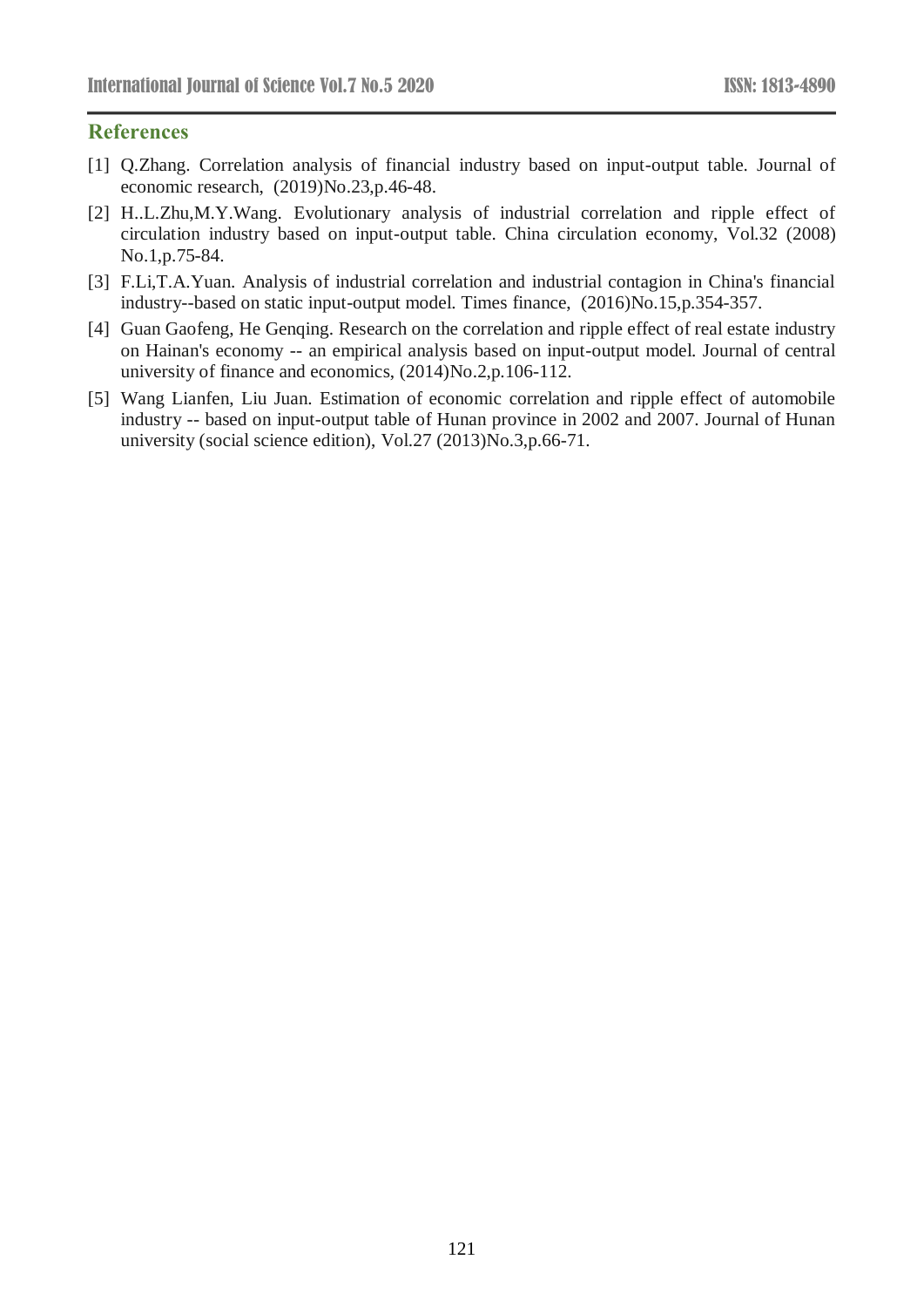## References

[1] Q.Zhang. Correlation analysis of financial industry based on input-output table. Journal of economic research, (2019)No.23,p.46-48.

[2] H..L.Zhu,M.Y.Wang. Evolutionary analysis of industrial correlation and ripple effect of circulation industry based on input-output table. China circulation economy, Vol.32 (2008) No.1,p.75-84.

[3] F.Li,T.A.Yuan. Analysis of industrial correlation and industrial contagion in China's financial industry--based on static input-output model. Times finance, (2016)No.15,p.354-357.

[4] Guan Gaofeng, He Genqing. Research on the correlation and ripple effect of real estate industry on Hainan's economy -- an empirical analysis based on input-output model. Journal of central university of finance and economics, (2014)No.2,p.106-112.

[5] Wang Lianfen, Liu Juan. Estimation of economic correlation and ripple effect of automobile industry -- based on input-output table of Hunan province in 2002 and 2007. Journal of Hunan university (social science edition), Vol.27 (2013)No.3,p.66-71.